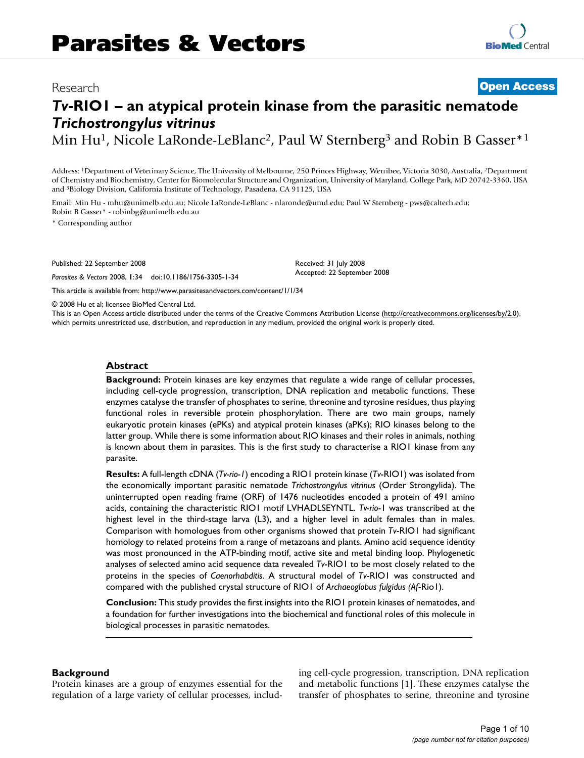# Parasites & Vectors

Research

**Open Access**

# *Tv*-RIO1 – an atypical protein kinase from the parasitic nematode *Trichostrongylus vitrinus*

Min Hu[1], Nicole LaRonde-LeBlanc[2], Paul W Sternberg[3] and Robin B Gasser*[1]

Address: [1]Department of Veterinary Science, The University of Melbourne, 250 Princes Highway, Werribee, Victoria 3030, Australia, [2]Department of Chemistry and Biochemistry, Center for Biomolecular Structure and Organization, University of Maryland, College Park, MD 20742-3360, USA and [3]Biology Division, California Institute of Technology, Pasadena, CA 91125, USA

Email: Min Hu - mhu@unimelb.edu.au; Nicole LaRonde-LeBlanc - nlaronde@umd.edu; Paul W Sternberg - pws@caltech.edu; Robin B Gasser* - robinbg@unimelb.edu.au

* Corresponding author

Published: 22 September 2008

*Parasites & Vectors* 2008, **1**:34 doi:10.1186/1756-3305-1-34

Received: 31 July 2008
Accepted: 22 September 2008

This article is available from: http://www.parasitesandvectors.com/content/1/1/34

© 2008 Hu et al; licensee BioMed Central Ltd.
This is an Open Access article distributed under the terms of the Creative Commons Attribution License (http://creativecommons.org/licenses/by/2.0), which permits unrestricted use, distribution, and reproduction in any medium, provided the original work is properly cited.

## Abstract

**Background:** Protein kinases are key enzymes that regulate a wide range of cellular processes, including cell-cycle progression, transcription, DNA replication and metabolic functions. These enzymes catalyse the transfer of phosphates to serine, threonine and tyrosine residues, thus playing functional roles in reversible protein phosphorylation. There are two main groups, namely eukaryotic protein kinases (ePKs) and atypical protein kinases (aPKs); RIO kinases belong to the latter group. While there is some information about RIO kinases and their roles in animals, nothing is known about them in parasites. This is the first study to characterise a RIO1 kinase from any parasite.

**Results:** A full-length cDNA (*Tv-rio-1*) encoding a RIO1 protein kinase (*Tv*-RIO1) was isolated from the economically important parasitic nematode *Trichostrongylus vitrinus* (Order Strongylida). The uninterrupted open reading frame (ORF) of 1476 nucleotides encoded a protein of 491 amino acids, containing the characteristic RIO1 motif LVHADLSEYNTL. *Tv-rio*-1 was transcribed at the highest level in the third-stage larva (L3), and a higher level in adult females than in males. Comparison with homologues from other organisms showed that protein *Tv*-RIO1 had significant homology to related proteins from a range of metazoans and plants. Amino acid sequence identity was most pronounced in the ATP-binding motif, active site and metal binding loop. Phylogenetic analyses of selected amino acid sequence data revealed *Tv*-RIO1 to be most closely related to the proteins in the species of *Caenorhabditis*. A structural model of *Tv*-RIO1 was constructed and compared with the published crystal structure of RIO1 of *Archaeoglobus fulgidus (Af*-Rio1).

**Conclusion:** This study provides the first insights into the RIO1 protein kinases of nematodes, and a foundation for further investigations into the biochemical and functional roles of this molecule in biological processes in parasitic nematodes.

## Background

Protein kinases are a group of enzymes essential for the regulation of a large variety of cellular processes, including cell-cycle progression, transcription, DNA replication and metabolic functions [1]. These enzymes catalyse the transfer of phosphates to serine, threonine and tyrosine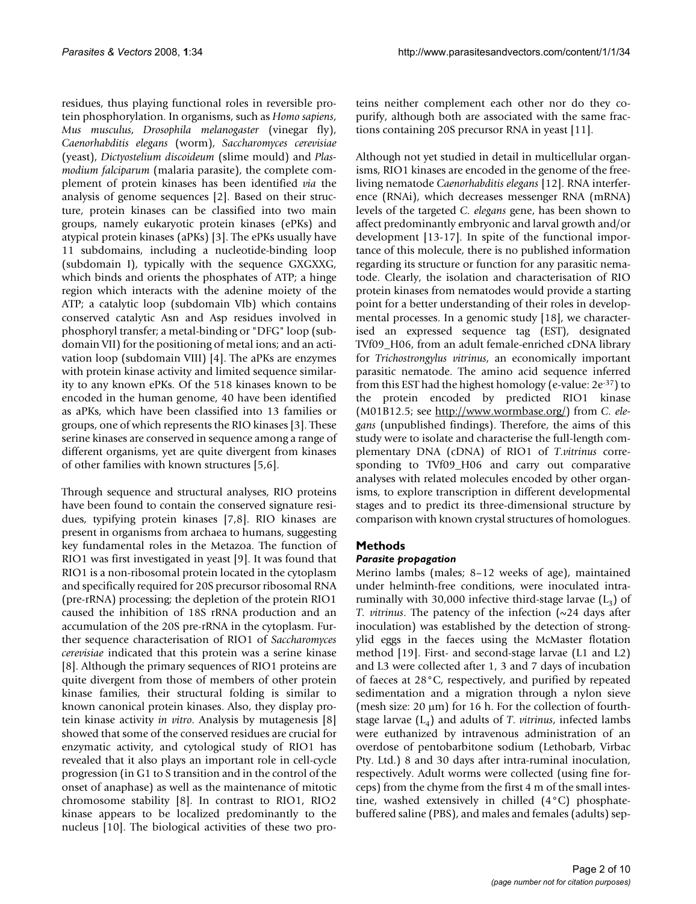residues, thus playing functional roles in reversible protein phosphorylation. In organisms, such as *Homo sapiens*, *Mus musculus*, *Drosophila melanogaster* (vinegar fly), *Caenorhabditis elegans* (worm), *Saccharomyces cerevisiae* (yeast), *Dictyostelium discoideum* (slime mould) and *Plasmodium falciparum* (malaria parasite), the complete complement of protein kinases has been identified *via* the analysis of genome sequences [2]. Based on their structure, protein kinases can be classified into two main groups, namely eukaryotic protein kinases (ePKs) and atypical protein kinases (aPKs) [3]. The ePKs usually have 11 subdomains, including a nucleotide-binding loop (subdomain I), typically with the sequence GXGXXG, which binds and orients the phosphates of ATP; a hinge region which interacts with the adenine moiety of the ATP; a catalytic loop (subdomain VIb) which contains conserved catalytic Asn and Asp residues involved in phosphoryl transfer; a metal-binding or "DFG" loop (subdomain VII) for the positioning of metal ions; and an activation loop (subdomain VIII) [4]. The aPKs are enzymes with protein kinase activity and limited sequence similarity to any known ePKs. Of the 518 kinases known to be encoded in the human genome, 40 have been identified as aPKs, which have been classified into 13 families or groups, one of which represents the RIO kinases [3]. These serine kinases are conserved in sequence among a range of different organisms, yet are quite divergent from kinases of other families with known structures [5,6].

Through sequence and structural analyses, RIO proteins have been found to contain the conserved signature residues, typifying protein kinases [7,8]. RIO kinases are present in organisms from archaea to humans, suggesting key fundamental roles in the Metazoa. The function of RIO1 was first investigated in yeast [9]. It was found that RIO1 is a non-ribosomal protein located in the cytoplasm and specifically required for 20S precursor ribosomal RNA (pre-rRNA) processing; the depletion of the protein RIO1 caused the inhibition of 18S rRNA production and an accumulation of the 20S pre-rRNA in the cytoplasm. Further sequence characterisation of RIO1 of *Saccharomyces cerevisiae* indicated that this protein was a serine kinase [8]. Although the primary sequences of RIO1 proteins are quite divergent from those of members of other protein kinase families, their structural folding is similar to known canonical protein kinases. Also, they display protein kinase activity *in vitro*. Analysis by mutagenesis [8] showed that some of the conserved residues are crucial for enzymatic activity, and cytological study of RIO1 has revealed that it also plays an important role in cell-cycle progression (in G1 to S transition and in the control of the onset of anaphase) as well as the maintenance of mitotic chromosome stability [8]. In contrast to RIO1, RIO2 kinase appears to be localized predominantly to the nucleus [10]. The biological activities of these two proteins neither complement each other nor do they co-purify, although both are associated with the same fractions containing 20S precursor RNA in yeast [11].

Although not yet studied in detail in multicellular organisms, RIO1 kinases are encoded in the genome of the free-living nematode *Caenorhabditis elegans* [12]. RNA interference (RNAi), which decreases messenger RNA (mRNA) levels of the targeted *C. elegans* gene, has been shown to affect predominantly embryonic and larval growth and/or development [13-17]. In spite of the functional importance of this molecule, there is no published information regarding its structure or function for any parasitic nematode. Clearly, the isolation and characterisation of RIO protein kinases from nematodes would provide a starting point for a better understanding of their roles in developmental processes. In a genomic study [18], we characterised an expressed sequence tag (EST), designated TVf09_H06, from an adult female-enriched cDNA library for *Trichostrongylus vitrinus*, an economically important parasitic nematode. The amino acid sequence inferred from this EST had the highest homology (e-value: $2e^{-37}$) to the protein encoded by predicted RIO1 kinase (M01B12.5; see http://www.wormbase.org/) from *C. elegans* (unpublished findings). Therefore, the aims of this study were to isolate and characterise the full-length complementary DNA (cDNA) of RIO1 of *T.vitrinus* corresponding to TVf09_H06 and carry out comparative analyses with related molecules encoded by other organisms, to explore transcription in different developmental stages and to predict its three-dimensional structure by comparison with known crystal structures of homologues.

## Methods

### *Parasite propagation*

Merino lambs (males; 8–12 weeks of age), maintained under helminth-free conditions, were inoculated intra-ruminally with 30,000 infective third-stage larvae ($L_3$) of *T. vitrinus*. The patency of the infection (~24 days after inoculation) was established by the detection of strongylid eggs in the faeces using the McMaster flotation method [19]. First- and second-stage larvae (L1 and L2) and L3 were collected after 1, 3 and 7 days of incubation of faeces at 28°C, respectively, and purified by repeated sedimentation and a migration through a nylon sieve (mesh size: 20 μm) for 16 h. For the collection of fourth-stage larvae ($L_4$) and adults of *T. vitrinus*, infected lambs were euthanized by intravenous administration of an overdose of pentobarbitone sodium (Lethobarb, Virbac Pty. Ltd.) 8 and 30 days after intra-ruminal inoculation, respectively. Adult worms were collected (using fine forceps) from the chyme from the first 4 m of the small intestine, washed extensively in chilled (4°C) phosphate-buffered saline (PBS), and males and females (adults) sep-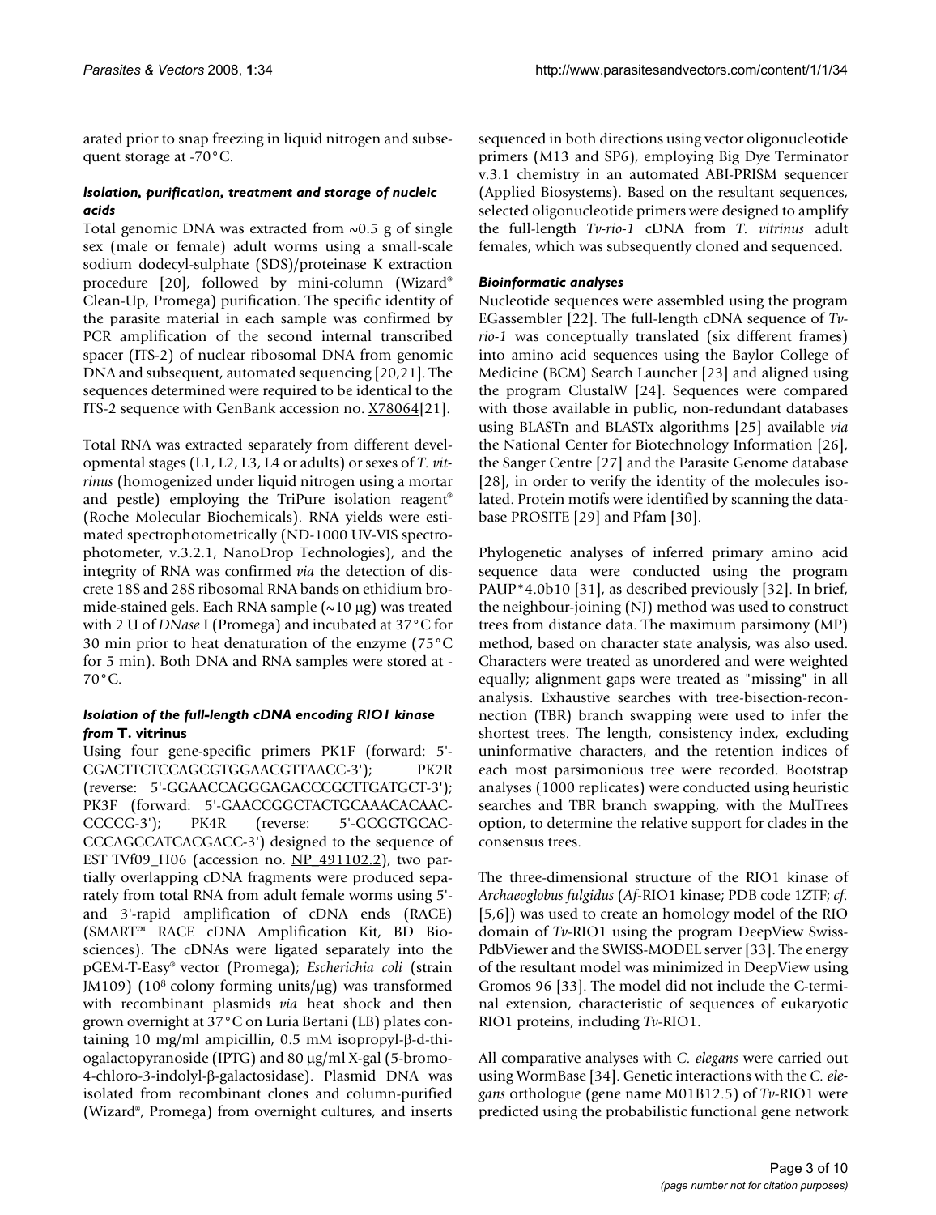arated prior to snap freezing in liquid nitrogen and subsequent storage at -70°C.

### *Isolation, purification, treatment and storage of nucleic acids*

Total genomic DNA was extracted from ~0.5 g of single sex (male or female) adult worms using a small-scale sodium dodecyl-sulphate (SDS)/proteinase K extraction procedure [20], followed by mini-column (Wizard® Clean-Up, Promega) purification. The specific identity of the parasite material in each sample was confirmed by PCR amplification of the second internal transcribed spacer (ITS-2) of nuclear ribosomal DNA from genomic DNA and subsequent, automated sequencing [20,21]. The sequences determined were required to be identical to the ITS-2 sequence with GenBank accession no. X78064[21].

Total RNA was extracted separately from different developmental stages (L1, L2, L3, L4 or adults) or sexes of *T. vitrinus* (homogenized under liquid nitrogen using a mortar and pestle) employing the TriPure isolation reagent® (Roche Molecular Biochemicals). RNA yields were estimated spectrophotometrically (ND-1000 UV-VIS spectrophotometer, v.3.2.1, NanoDrop Technologies), and the integrity of RNA was confirmed *via* the detection of discrete 18S and 28S ribosomal RNA bands on ethidium bromide-stained gels. Each RNA sample (~10 μg) was treated with 2 U of *DNase* I (Promega) and incubated at 37°C for 30 min prior to heat denaturation of the enzyme (75°C for 5 min). Both DNA and RNA samples were stored at -70°C.

### *Isolation of the full-length cDNA encoding RIO1 kinase from* **T. vitrinus**

Using four gene-specific primers PK1F (forward: 5'-CGACTTCTCCAGCGTGGAACGTTAACC-3'); PK2R (reverse: 5'-GGAACCAGGGAGACCCGCTTGATGCT-3'); PK3F (forward: 5'-GAACCGGCTACTGCAAACACAAC-CCCCG-3'); PK4R (reverse: 5'-GCGGTGCAC-CCCAGCCATCACGACC-3') designed to the sequence of EST TVf09_H06 (accession no. NP_491102.2), two partially overlapping cDNA fragments were produced separately from total RNA from adult female worms using 5'- and 3'-rapid amplification of cDNA ends (RACE) (SMART™ RACE cDNA Amplification Kit, BD Biosciences). The cDNAs were ligated separately into the pGEM-T-Easy® vector (Promega); *Escherichia coli* (strain JM109) ($10^8$ colony forming units/μg) was transformed with recombinant plasmids *via* heat shock and then grown overnight at 37°C on Luria Bertani (LB) plates containing 10 mg/ml ampicillin, 0.5 mM isopropyl-β-d-thiogalactopyranoside (IPTG) and 80 μg/ml X-gal (5-bromo-4-chloro-3-indolyl-β-galactosidase). Plasmid DNA was isolated from recombinant clones and column-purified (Wizard®, Promega) from overnight cultures, and inserts sequenced in both directions using vector oligonucleotide primers (M13 and SP6), employing Big Dye Terminator v.3.1 chemistry in an automated ABI-PRISM sequencer (Applied Biosystems). Based on the resultant sequences, selected oligonucleotide primers were designed to amplify the full-length *Tv-rio-1* cDNA from *T. vitrinus* adult females, which was subsequently cloned and sequenced.

### *Bioinformatic analyses*

Nucleotide sequences were assembled using the program EGassembler [22]. The full-length cDNA sequence of *Tv-rio-1* was conceptually translated (six different frames) into amino acid sequences using the Baylor College of Medicine (BCM) Search Launcher [23] and aligned using the program ClustalW [24]. Sequences were compared with those available in public, non-redundant databases using BLASTn and BLASTx algorithms [25] available *via* the National Center for Biotechnology Information [26], the Sanger Centre [27] and the Parasite Genome database [28], in order to verify the identity of the molecules isolated. Protein motifs were identified by scanning the database PROSITE [29] and Pfam [30].

Phylogenetic analyses of inferred primary amino acid sequence data were conducted using the program PAUP*4.0b10 [31], as described previously [32]. In brief, the neighbour-joining (NJ) method was used to construct trees from distance data. The maximum parsimony (MP) method, based on character state analysis, was also used. Characters were treated as unordered and were weighted equally; alignment gaps were treated as "missing" in all analysis. Exhaustive searches with tree-bisection-reconnection (TBR) branch swapping were used to infer the shortest trees. The length, consistency index, excluding uninformative characters, and the retention indices of each most parsimonious tree were recorded. Bootstrap analyses (1000 replicates) were conducted using heuristic searches and TBR branch swapping, with the MulTrees option, to determine the relative support for clades in the consensus trees.

The three-dimensional structure of the RIO1 kinase of *Archaeoglobus fulgidus* (*Af*-RIO1 kinase; PDB code 1ZTF; *cf*. [5,6]) was used to create an homology model of the RIO domain of *Tv*-RIO1 using the program DeepView Swiss-PdbViewer and the SWISS-MODEL server [33]. The energy of the resultant model was minimized in DeepView using Gromos 96 [33]. The model did not include the C-terminal extension, characteristic of sequences of eukaryotic RIO1 proteins, including *Tv*-RIO1.

All comparative analyses with *C. elegans* were carried out using WormBase [34]. Genetic interactions with the *C. elegans* orthologue (gene name M01B12.5) of *Tv*-RIO1 were predicted using the probabilistic functional gene network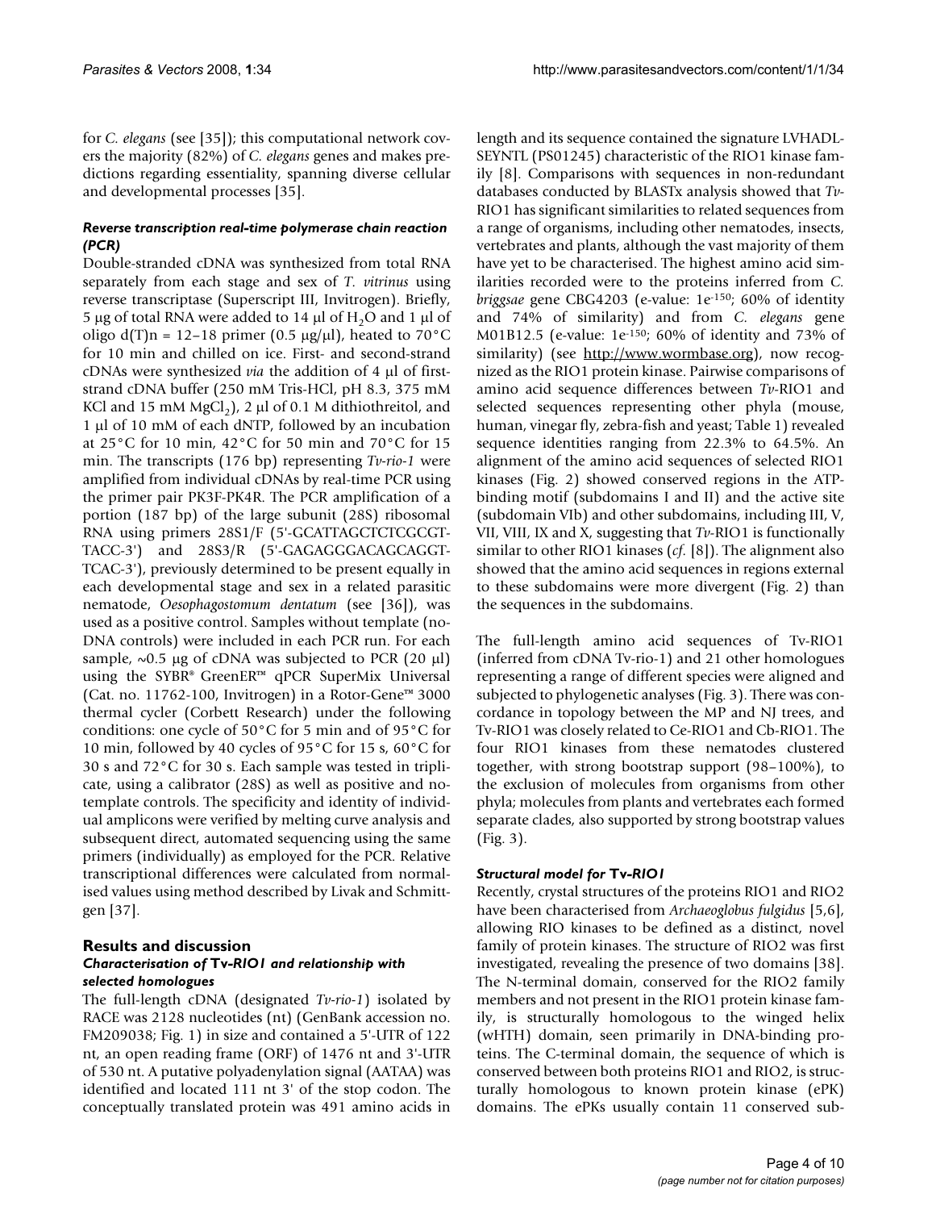for *C. elegans* (see [35]); this computational network covers the majority (82%) of *C. elegans* genes and makes predictions regarding essentiality, spanning diverse cellular and developmental processes [35].

#### *Reverse transcription real-time polymerase chain reaction (PCR)*

Double-stranded cDNA was synthesized from total RNA separately from each stage and sex of *T. vitrinus* using reverse transcriptase (Superscript III, Invitrogen). Briefly, 5 μg of total RNA were added to 14 μl of $H_2O$ and 1 μl of oligo $d(T)n = 12–18$ primer (0.5 μg/μl), heated to 70°C for 10 min and chilled on ice. First- and second-strand cDNAs were synthesized *via* the addition of 4 μl of first-strand cDNA buffer (250 mM Tris-HCl, pH 8.3, 375 mM KCl and 15 mM $MgCl_2$), 2 μl of 0.1 M dithiothreitol, and 1 μl of 10 mM of each dNTP, followed by an incubation at 25°C for 10 min, 42°C for 50 min and 70°C for 15 min. The transcripts (176 bp) representing *Tv-rio-1* were amplified from individual cDNAs by real-time PCR using the primer pair PK3F-PK4R. The PCR amplification of a portion (187 bp) of the large subunit (28S) ribosomal RNA using primers 28S1/F (5'-GCATTAGCTCTCGCGT-TACC-3') and 28S3/R (5'-GAGAGGGACAGCAGGT-TCAC-3'), previously determined to be present equally in each developmental stage and sex in a related parasitic nematode, *Oesophagostomum dentatum* (see [36]), was used as a positive control. Samples without template (no-DNA controls) were included in each PCR run. For each sample, ~0.5 μg of cDNA was subjected to PCR (20 μl) using the SYBR® GreenER™ qPCR SuperMix Universal (Cat. no. 11762-100, Invitrogen) in a Rotor-Gene™ 3000 thermal cycler (Corbett Research) under the following conditions: one cycle of 50°C for 5 min and of 95°C for 10 min, followed by 40 cycles of 95°C for 15 s, 60°C for 30 s and 72°C for 30 s. Each sample was tested in triplicate, using a calibrator (28S) as well as positive and no-template controls. The specificity and identity of individual amplicons were verified by melting curve analysis and subsequent direct, automated sequencing using the same primers (individually) as employed for the PCR. Relative transcriptional differences were calculated from normalised values using method described by Livak and Schmittgen [37].

## Results and discussion

#### *Characterisation of* Tv-RIO1 *and relationship with selected homologues*

The full-length cDNA (designated *Tv-rio-1*) isolated by RACE was 2128 nucleotides (nt) (GenBank accession no. FM209038; Fig. 1) in size and contained a 5'-UTR of 122 nt, an open reading frame (ORF) of 1476 nt and 3'-UTR of 530 nt. A putative polyadenylation signal (AATAA) was identified and located 111 nt 3' of the stop codon. The conceptually translated protein was 491 amino acids in length and its sequence contained the signature LVHADL-SEYNTL (PS01245) characteristic of the RIO1 kinase family [8]. Comparisons with sequences in non-redundant databases conducted by BLASTx analysis showed that *Tv*-RIO1 has significant similarities to related sequences from a range of organisms, including other nematodes, insects, vertebrates and plants, although the vast majority of them have yet to be characterised. The highest amino acid similarities recorded were to the proteins inferred from *C. briggsae* gene CBG4203 (e-value: $1e^{-150}$; 60% of identity and 74% of similarity) and from *C. elegans* gene M01B12.5 (e-value: $1e^{-150}$; 60% of identity and 73% of similarity) (see http://www.wormbase.org), now recognized as the RIO1 protein kinase. Pairwise comparisons of amino acid sequence differences between *Tv*-RIO1 and selected sequences representing other phyla (mouse, human, vinegar fly, zebra-fish and yeast; Table 1) revealed sequence identities ranging from 22.3% to 64.5%. An alignment of the amino acid sequences of selected RIO1 kinases (Fig. 2) showed conserved regions in the ATP-binding motif (subdomains I and II) and the active site (subdomain VIb) and other subdomains, including III, V, VII, VIII, IX and X, suggesting that *Tv*-RIO1 is functionally similar to other RIO1 kinases (*cf.* [8]). The alignment also showed that the amino acid sequences in regions external to these subdomains were more divergent (Fig. 2) than the sequences in the subdomains.

The full-length amino acid sequences of Tv-RIO1 (inferred from cDNA Tv-rio-1) and 21 other homologues representing a range of different species were aligned and subjected to phylogenetic analyses (Fig. 3). There was concordance in topology between the MP and NJ trees, and Tv-RIO1 was closely related to Ce-RIO1 and Cb-RIO1. The four RIO1 kinases from these nematodes clustered together, with strong bootstrap support (98–100%), to the exclusion of molecules from organisms from other phyla; molecules from plants and vertebrates each formed separate clades, also supported by strong bootstrap values (Fig. 3).

#### *Structural model for* Tv-RIO1

Recently, crystal structures of the proteins RIO1 and RIO2 have been characterised from *Archaeoglobus fulgidus* [5,6], allowing RIO kinases to be defined as a distinct, novel family of protein kinases. The structure of RIO2 was first investigated, revealing the presence of two domains [38]. The N-terminal domain, conserved for the RIO2 family members and not present in the RIO1 protein kinase family, is structurally homologous to the winged helix (wHTH) domain, seen primarily in DNA-binding proteins. The C-terminal domain, the sequence of which is conserved between both proteins RIO1 and RIO2, is structurally homologous to known protein kinase (ePK) domains. The ePKs usually contain 11 conserved sub-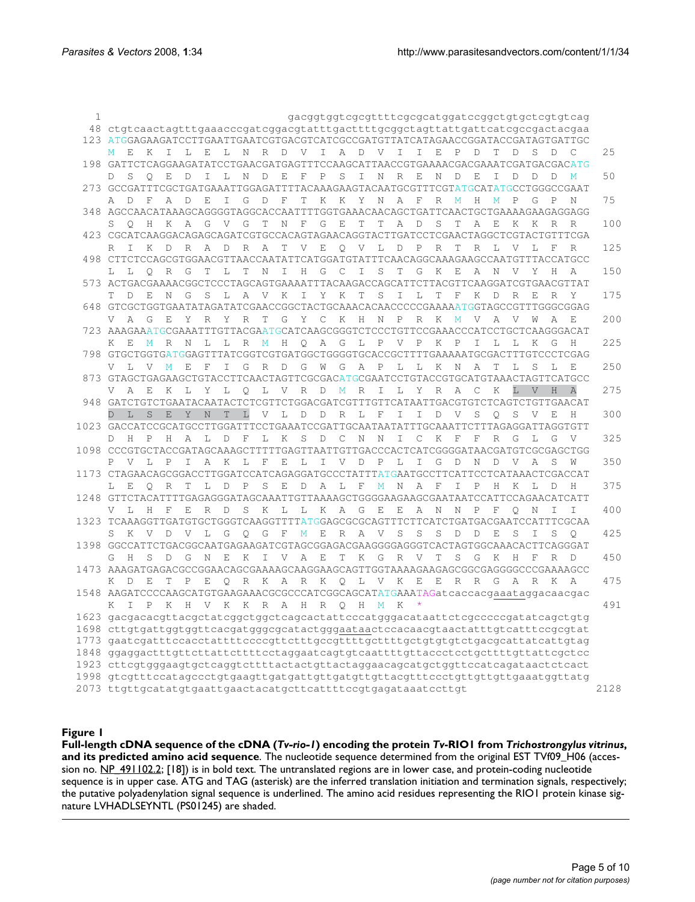```
   1                                          gacggtggtcgcgttttcgcgcatggatccggctgtgctcgtgtcag
  48 ctgtcaactagtttgaaacccgatcggacgtatttgacttttgcggctagttattgattcatcgccgactacgaa
 123 ATGGAGAAGATCCTTGAATTGAATCGTGACGTCATCGCCGATGTTATCATAGAACCGGATACCGATAGTGATTGC
     M  E  K  I  L  E  L  N  R  D  V  I  A  D  V  I  I  E  P  D  T  D  S  D  C       25
 198 GATTCTCAGGAAGATATCCTGAACGATGAGTTTCCAAGCATTAACCGTGAAAACGACGAAATCGATGACGACATG
     D  S  Q  E  D  I  L  N  D  E  F  P  S  I  N  R  E  N  D  E  I  D  D  D  M       50
 273 GCCGATTTCGCTGATGAAATTGGAGATTTTACAAAGAAGTACAATGCGTTTCGTATGCATATGCCTGGGCCGAAT
     A  D  F  A  D  E  I  G  D  F  T  K  K  Y  N  A  F  R  M  H  M  P  G  P  N       75
 348 AGCCAACATAAAGCAGGGGTAGGCACCAATTTTGGTGAAACAACAGCTGATTCAACTGCTGAAAAGAAGAGGAGG
     S  Q  H  K  A  G  V  G  T  N  F  G  E  T  T  A  D  S  T  A  E  K  K  R  R      100
 423 CGCATCAAGGACAGAGCAGATCGTGCCACAGTAGAACAGGTACTTGATCCTCGAACTAGGCTCGTACTGTTTCGA
     R  I  K  D  R  A  D  R  A  T  V  E  Q  V  L  D  P  R  T  R  L  V  L  F  R      125
 498 CTTCTCCAGCGTGGAACGTTAACCAATATTCATGGATGTATTTCAACAGGCAAAGAAGCCAATGTTTACCATGCC
     L  L  Q  R  G  T  L  T  N  I  H  G  C  I  S  T  G  K  E  A  N  V  Y  H  A      150
 573 ACTGACGAAAACGGCTCCCTAGCAGTGAAAATTTACAAGACCAGCATTCTTACGTTCAAGGATCGTGAACGTTAT
     T  D  E  N  G  S  L  A  V  K  I  Y  K  T  S  I  L  T  F  K  D  R  E  R  Y      175
 648 GTCGCTGGTGAATATAGATATCGAACCGGCTACTGCAAACACAACCCCCGAAAAATGGTAGCCGTTTGGGCGGAG
     V  A  G  E  Y  R  Y  R  T  G  Y  C  K  H  N  P  R  K  M  V  A  V  W  A  E      200
 723 AAAGAAATGCGAAATTTGTTACGAATGCATCAAGCGGGTCTCCCTGTTCCGAAACCCATCCTGCTCAAGGGACAT
     K  E  M  R  N  L  L  R  M  H  Q  A  G  L  P  V  P  K  P  I  L  L  K  G  H      225
 798 GTGCTGGTGATGGAGTTTATCGGTCGTGATGGCTGGGGTGCACCGCTTTTGAAAAATGCGACTTTGTCCCTCGAG
     V  L  V  M  E  F  I  G  R  D  G  W  G  A  P  L  L  K  N  A  T  L  S  L  E      250
 873 GTAGCTGAGAAGCTGTACCTTCAACTAGTTCGCGACATGCGAATCCTGTACCGTGCATGTAAACTAGTTCATGCC
     V  A  E  K  L  Y  L  Q  L  V  R  D  M  R  I  L  Y  R  A  C  K  L  V  H  A      275
 948 GATCTGTCTGAATACAATACTCTCGTTCTGGACGATCGTTTGTTCATAATTGACGTGTCTCAGTCTGTTGAACAT
     D  L  S  E  Y  N  T  L  V  L  D  D  R  L  F  I  I  D  V  S  Q  S  V  E  H      300
1023 GACCATCCGCATGCCTTGGATTTCCTGAAATCCGATTGCAATAATATTTGCAAATTCTTTAGAGGATTAGGTGTT
     D  H  P  H  A  L  D  F  L  K  S  D  C  N  N  I  C  K  F  F  R  G  L  G  V      325
1098 CCCGTGCTACCGATAGCAAAGCTTTTTGAGTTAATTGTTGACCCACTCATCGGGGATAACGATGTCGCGAGCTGG
     P  V  L  P  I  A  K  L  F  E  L  I  V  D  P  L  I  G  D  N  D  V  A  S  W      350
1173 CTAGAACAGCGGACCTTGGATCCATCAGAGGATGCCCTATTTATGAATGCCTTCATTCCTCATAAACTCGACCAT
     L  E  Q  R  T  L  D  P  S  E  D  A  L  F  M  N  A  F  I  P  H  K  L  D  H      375
1248 GTTCTACATTTTGAGAGGGATAGCAAATTGTTAAAAGCTGGGGAAGAAGCGAATAATCCATTCCAGAACATCATT
     V  L  H  F  E  R  D  S  K  L  L  K  A  G  E  E  A  N  N  P  F  Q  N  I  I      400
1323 TCAAAGGTTGATGTGCTGGGTCAAGGTTTTATGGAGCGCGCAGTTTCTTCATCTGATGACGAATCCATTTCGCAA
     S  K  V  D  V  L  G  Q  G  F  M  E  R  A  V  S  S  S  D  D  E  S  I  S  Q      425
1398 GGCCATTCTGACGGCAATGAGAAGATCGTAGCGGAGACGAAGGGGAGGGTCACTAGTGGCAAACACTTCAGGGAT
     G  H  S  D  G  N  E  K  I  V  A  E  T  K  G  R  V  T  S  G  K  H  F  R  D      450
1473 AAAGATGAGACGCCGGAACAGCGAAAAGCAAGGAAGCAGTTGGTAAAAGAAGAGCGGCGAGGGGCCCGAAAAGCC
     K  D  E  T  P  E  Q  R  K  A  R  K  Q  L  V  K  E  E  R  R  G  A  R  K  A      475
1548 AAGATCCCCAAGCATGTGAAGAAACGCGCCCATCGGCAGCATATGAAATAGatcaccacgaaataggacaacgac
     K  I  P  K  H  V  K  K  R  A  H  R  Q  H  M  K  *                             491
1623 gacgacacgttacgctatcggctggctcagcactattcccatgggacataattctcgcccccgatatcagctgtg
1698 cttgtgattggtggttcacgatgggcgcatactgggaataactccacaacgtaactatttgtcatttccgcgtat
1773 gaatcgatttccacctattttccccgttctttgccgttttgcttttgctgtgtgtctgacgcattatcattgtag
1848 ggaggactttgttcttattcttttcctaggaatcagtgtcaattttgttaccctcctgcttttgttattcgctcc
1923 cttcgtgggaagtgctcaggtcttttactactgttactaggaacagcatgctggttccatcagataactctcact
1998 gtcgtttccatagccctgtgaagttgatgattgttgatgttgttacgtttccctgttgttgttgaaatggttatg
2073 ttgttgcatatgtgaattgaactacatgcttcattttccgtgagataaatccttgt                    2128
```

**Figure 1**

**Full-length cDNA sequence of the cDNA (*Tv-rio-1*) encoding the protein *Tv*-RIO1 from *Trichostrongylus vitrinus*, and its predicted amino acid sequence**. The nucleotide sequence determined from the original EST TVf09_H06 (accession no. NP_491102.2; [18]) is in bold text. The untranslated regions are in lower case, and protein-coding nucleotide sequence is in upper case. ATG and TAG (asterisk) are the inferred translation initiation and termination signals, respectively; the putative polyadenylation signal sequence is underlined. The amino acid residues representing the RIO1 protein kinase signature LVHADLSEYNTL (PS01245) are shaded.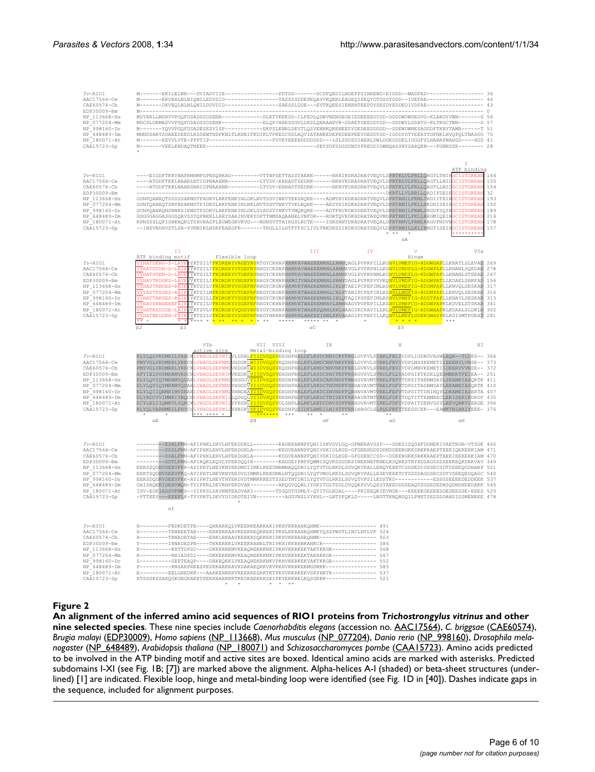**Figure 2**

**An alignment of the inferred amino acid sequences of RIO1 proteins from *Trichostrongylus vitrinus* and other nine selected species**. These nine species include *Caenorhabditis elegans* (accession no. AAC17564), *C. briggsae* (CAE60574), *Brugia malayi* (EDP30009), *Homo sapiens* (NP_113668), *Mus musculus* (NP_077204), *Danio rerio* (NP_998160), *Drosophila melanogaster* (NP_648489), *Arabidopsis thaliana* (NP_180071) and *Schizosaccharomyces pombe* (CAA15723). Amino acids predicted to be involved in the ATP binding motif and active sites are boxed. Identical amino acids are marked with asterisks. Predicted subdomains I-XI (see Fig. 1B; [7]) are marked above the alignment. Alpha-helices A-I (shaded) or beta-sheet structures (underlined) [1] are indicated. Flexible loop, hinge and metal-binding loop were identified (see Fig. 1D in [40]). Dashes indicate gaps in the sequence, included for alignment purposes.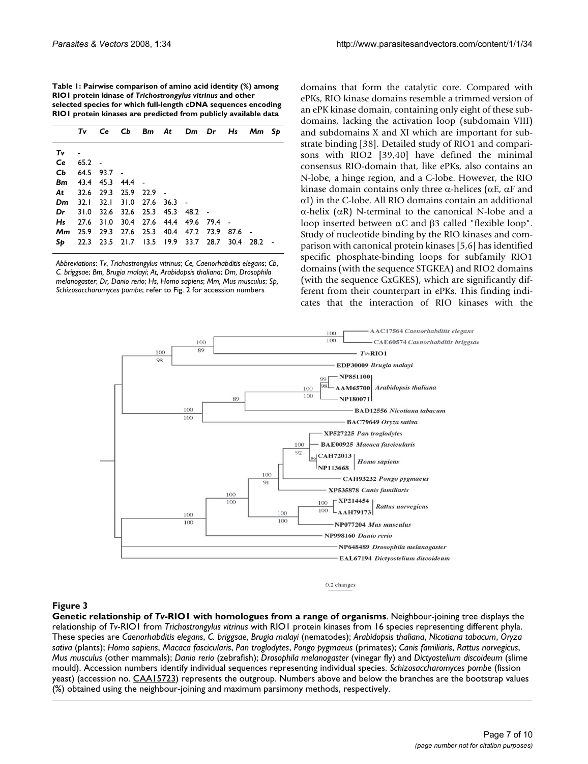**Table 1: Pairwise comparison of amino acid identity (%) among RIO1 protein kinase of *Trichostrongylus vitrinus* and other selected species for which full-length cDNA sequences encoding RIO1 protein kinases are predicted from publicly available data**

| | *Tv* | *Ce* | *Cb* | *Bm* | *At* | *Dm* | *Dr* | *Hs* | *Mm* | *Sp* |
|---|---|---|---|---|---|---|---|---|---|---|
| ***Tv*** | - | | | | | | | | | |
| ***Ce*** | 65.2 | - | | | | | | | | |
| ***Cb*** | 64.5 | 93.7 | - | | | | | | | |
| ***Bm*** | 43.4 | 45.3 | 44.4 | - | | | | | | |
| ***At*** | 32.6 | 29.3 | 25.9 | 22.9 | - | | | | | |
| ***Dm*** | 32.1 | 32.1 | 31.0 | 27.6 | 36.3 | - | | | | |
| ***Dr*** | 31.0 | 32.6 | 32.6 | 25.3 | 45.3 | 48.2 | - | | | |
| ***Hs*** | 27.6 | 31.0 | 30.4 | 27.6 | 44.4 | 49.6 | 79.4 | - | | |
| ***Mm*** | 25.9 | 29.3 | 27.6 | 25.3 | 40.4 | 47.2 | 73.9 | 87.6 | - | |
| ***Sp*** | 22.3 | 23.5 | 21.7 | 13.5 | 19.9 | 33.7 | 28.7 | 30.4 | 28.2 | - |

*Abbreviations*: *Tv*, *Trichostrongylus vitrinus*; *Ce*, *Caenorhabditis elegans*; *Cb*, *C. briggsae*; *Bm*, *Brugia malayi*; *At*, *Arabidopsis thaliana*; *Dm*, *Drosophila melanogaster*; *Dr*, *Danio rerio*; *Hs*, *Homo sapiens*; *Mm*, *Mus musculus*; *Sp*, *Schizosaccharomyces pombe*; refer to Fig. 2 for accession numbers

domains that form the catalytic core. Compared with ePKs, RIO kinase domains resemble a trimmed version of an ePK kinase domain, containing only eight of these subdomains, lacking the activation loop (subdomain VIII) and subdomains X and XI which are important for substrate binding [38]. Detailed study of RIO1 and comparisons with RIO2 [39,40] have defined the minimal consensus RIO-domain that, like ePKs, also contains an N-lobe, a hinge region, and a C-lobe. However, the RIO kinase domain contains only three α-helices (αE, αF and αI) in the C-lobe. All RIO domains contain an additional α-helix (αR) N-terminal to the canonical N-lobe and a loop inserted between αC and β3 called "flexible loop". Study of nucleotide binding by the RIO kinases and comparison with canonical protein kinases [5,6] has identified specific phosphate-binding loops for subfamily RIO1 domains (with the sequence STGKEA) and RIO2 domains (with the sequence GxGKES), which are significantly different from their counterpart in ePKs. This finding indicates that the interaction of RIO kinases with the

**Figure 3**

**Genetic relationship of *Tv*-RIO1 with homologues from a range of organisms**. Neighbour-joining tree displays the relationship of *Tv*-RIO1 from *Trichostrongylus vitrinus* with RIO1 protein kinases from 16 species representing different phyla. These species are *Caenorhabditis elegans*, *C. briggsae*, *Brugia malayi* (nematodes); *Arabidopsis thaliana*, *Nicotiana tabacum*, *Oryza sativa* (plants); *Homo sapiens*, *Macaca fascicularis*, *Pan troglodytes*, *Pongo pygmaeus* (primates); *Canis familiaris*, *Rattus norvegicus*, *Mus musculus* (other mammals); *Danio rerio* (zebrafish); *Drosophila melanogaster* (vinegar fly) and *Dictyostelium discoideum* (slime mould). Accession numbers identify individual sequences representing individual species. *Schizosaccharomyces pombe* (fission yeast) (accession no. CAA15723) represents the outgroup. Numbers above and below the branches are the bootstrap values (%) obtained using the neighbour-joining and maximum parsimony methods, respectively.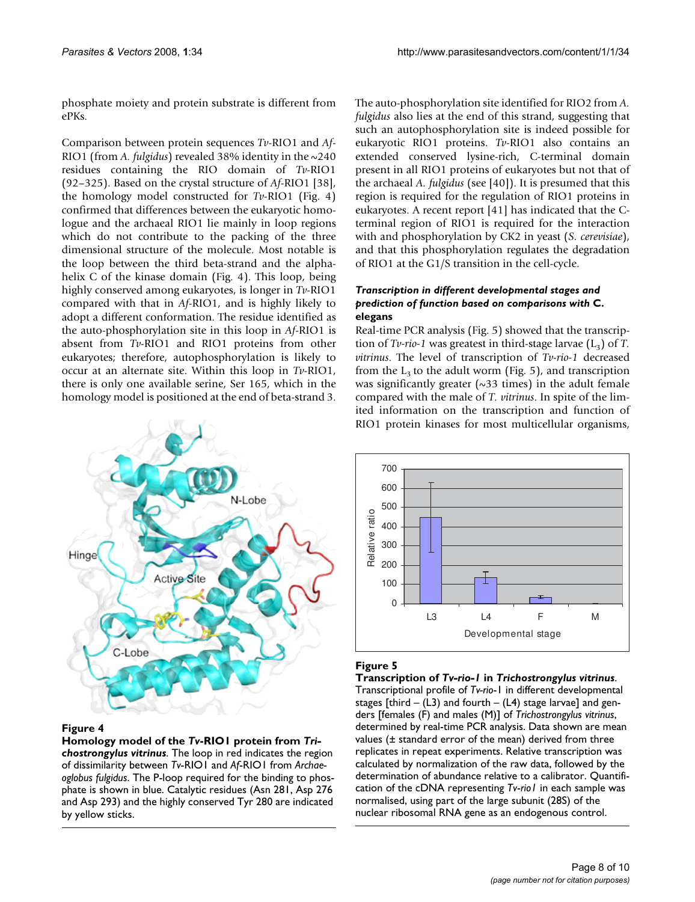phosphate moiety and protein substrate is different from ePKs.

Comparison between protein sequences *Tv*-RIO1 and *Af*-RIO1 (from *A. fulgidus*) revealed 38% identity in the ~240 residues containing the RIO domain of *Tv*-RIO1 (92–325). Based on the crystal structure of *Af*-RIO1 [38], the homology model constructed for *Tv*-RIO1 (Fig. 4) confirmed that differences between the eukaryotic homologue and the archaeal RIO1 lie mainly in loop regions which do not contribute to the packing of the three dimensional structure of the molecule. Most notable is the loop between the third beta-strand and the alpha-helix C of the kinase domain (Fig. 4). This loop, being highly conserved among eukaryotes, is longer in *Tv*-RIO1 compared with that in *Af*-RIO1, and is highly likely to adopt a different conformation. The residue identified as the auto-phosphorylation site in this loop in *Af*-RIO1 is absent from *Tv*-RIO1 and RIO1 proteins from other eukaryotes; therefore, autophosphorylation is likely to occur at an alternate site. Within this loop in *Tv*-RIO1, there is only one available serine, Ser 165, which in the homology model is positioned at the end of beta-strand 3.

**Figure 4**
**Homology model of the *Tv*-RIO1 protein from *Trichostrongylus vitrinus*.** The loop in red indicates the region of dissimilarity between *Tv*-RIO1 and *Af*-RIO1 from *Archaeoglobus fulgidus*. The P-loop required for the binding to phosphate is shown in blue. Catalytic residues (Asn 281, Asp 276 and Asp 293) and the highly conserved Tyr 280 are indicated by yellow sticks.

The auto-phosphorylation site identified for RIO2 from *A. fulgidus* also lies at the end of this strand, suggesting that such an autophosphorylation site is indeed possible for eukaryotic RIO1 proteins. *Tv*-RIO1 also contains an extended conserved lysine-rich, C-terminal domain present in all RIO1 proteins of eukaryotes but not that of the archaeal *A. fulgidus* (see [40]). It is presumed that this region is required for the regulation of RIO1 proteins in eukaryotes. A recent report [41] has indicated that the C-terminal region of RIO1 is required for the interaction with and phosphorylation by CK2 in yeast (*S. cerevisiae*), and that this phosphorylation regulates the degradation of RIO1 at the G1/S transition in the cell-cycle.

### *Transcription in different developmental stages and prediction of function based on comparisons with* C. elegans

Real-time PCR analysis (Fig. 5) showed that the transcription of *Tv-rio-1* was greatest in third-stage larvae ($L_3$) of *T. vitrinus*. The level of transcription of *Tv-rio-1* decreased from the $L_3$ to the adult worm (Fig. 5), and transcription was significantly greater (~33 times) in the adult female compared with the male of *T. vitrinus*. In spite of the limited information on the transcription and function of RIO1 protein kinases for most multicellular organisms,

**Figure 5**
**Transcription of *Tv-rio-1* in *Trichostrongylus vitrinus*.** Transcriptional profile of *Tv-rio*-1 in different developmental stages [third – (L3) and fourth – (L4) stage larvae] and genders [females (F) and males (M)] of *Trichostrongylus vitrinus*, determined by real-time PCR analysis. Data shown are mean values (± standard error of the mean) derived from three replicates in repeat experiments. Relative transcription was calculated by normalization of the raw data, followed by the determination of abundance relative to a calibrator. Quantification of the cDNA representing *Tv-rio1* in each sample was normalised, using part of the large subunit (28S) of the nuclear ribosomal RNA gene as an endogenous control.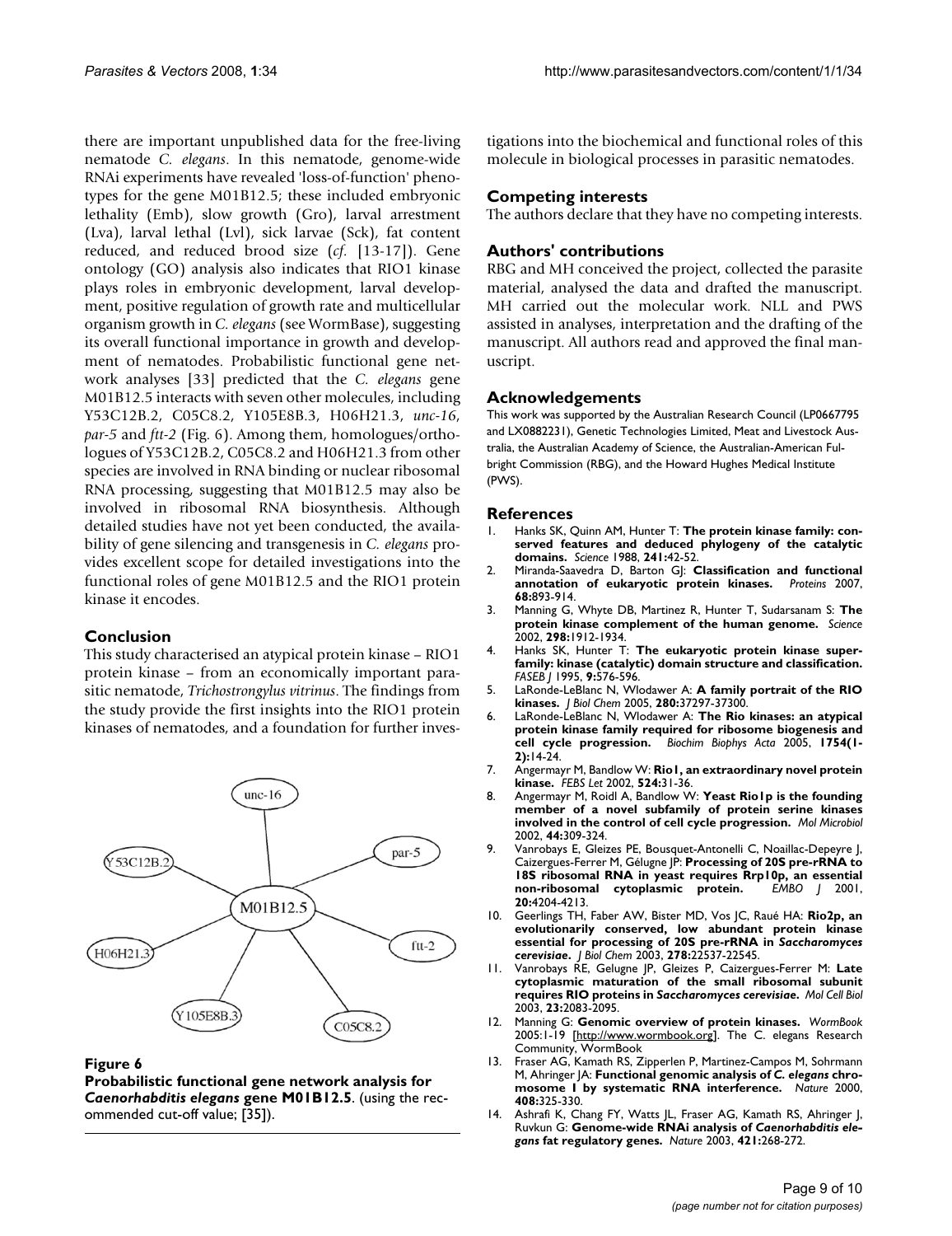there are important unpublished data for the free-living nematode *C. elegans*. In this nematode, genome-wide RNAi experiments have revealed 'loss-of-function' phenotypes for the gene M01B12.5; these included embryonic lethality (Emb), slow growth (Gro), larval arrestment (Lva), larval lethal (Lvl), sick larvae (Sck), fat content reduced, and reduced brood size (*cf.* [13-17]). Gene ontology (GO) analysis also indicates that RIO1 kinase plays roles in embryonic development, larval development, positive regulation of growth rate and multicellular organism growth in *C. elegans* (see WormBase), suggesting its overall functional importance in growth and development of nematodes. Probabilistic functional gene network analyses [33] predicted that the *C. elegans* gene M01B12.5 interacts with seven other molecules, including Y53C12B.2, C05C8.2, Y105E8B.3, H06H21.3, *unc-16*, *par-5* and *ftt-2* (Fig. 6). Among them, homologues/orthologues of Y53C12B.2, C05C8.2 and H06H21.3 from other species are involved in RNA binding or nuclear ribosomal RNA processing, suggesting that M01B12.5 may also be involved in ribosomal RNA biosynthesis. Although detailed studies have not yet been conducted, the availability of gene silencing and transgenesis in *C. elegans* provides excellent scope for detailed investigations into the functional roles of gene M01B12.5 and the RIO1 protein kinase it encodes.

## Conclusion

This study characterised an atypical protein kinase – RIO1 protein kinase – from an economically important parasitic nematode, *Trichostrongylus vitrinus*. The findings from the study provide the first insights into the RIO1 protein kinases of nematodes, and a foundation for further investigations into the biochemical and functional roles of this molecule in biological processes in parasitic nematodes.

**Figure 6**
**Probabilistic functional gene network analysis for *Caenorhabditis elegans* gene M01B12.5**. (using the recommended cut-off value; [35]).

## Competing interests

The authors declare that they have no competing interests.

## Authors' contributions

RBG and MH conceived the project, collected the parasite material, analysed the data and drafted the manuscript. MH carried out the molecular work. NLL and PWS assisted in analyses, interpretation and the drafting of the manuscript. All authors read and approved the final manuscript.

## Acknowledgements

This work was supported by the Australian Research Council (LP0667795 and LX0882231), Genetic Technologies Limited, Meat and Livestock Australia, the Australian Academy of Science, the Australian-American Fulbright Commission (RBG), and the Howard Hughes Medical Institute (PWS).

## References

1. Hanks SK, Quinn AM, Hunter T: **The protein kinase family: conserved features and deduced phylogeny of the catalytic domains.** *Science* 1988, **241:**42-52.
2. Miranda-Saavedra D, Barton GJ: **Classification and functional annotation of eukaryotic protein kinases.** *Proteins* 2007, **68:**893-914.
3. Manning G, Whyte DB, Martinez R, Hunter T, Sudarsanam S: **The protein kinase complement of the human genome.** *Science* 2002, **298:**1912-1934.
4. Hanks SK, Hunter T: **The eukaryotic protein kinase superfamily: kinase (catalytic) domain structure and classification.** *FASEB J* 1995, **9:**576-596.
5. LaRonde-LeBlanc N, Wlodawer A: **A family portrait of the RIO kinases.** *J Biol Chem* 2005, **280:**37297-37300.
6. LaRonde-LeBlanc N, Wlodawer A: **The Rio kinases: an atypical protein kinase family required for ribosome biogenesis and cell cycle progression.** *Biochim Biophys Acta* 2005, **1754(1-2):**14-24.
7. Angermayr M, Bandlow W: **Rio1, an extraordinary novel protein kinase.** *FEBS Let* 2002, **524:**31-36.
8. Angermayr M, Roidl A, Bandlow W: **Yeast Rio1p is the founding member of a novel subfamily of protein serine kinases involved in the control of cell cycle progression.** *Mol Microbiol* 2002, **44:**309-324.
9. Vanrobays E, Gleizes PE, Bousquet-Antonelli C, Noaillac-Depeyre J, Caizergues-Ferrer M, Gélugne JP: **Processing of 20S pre-rRNA to 18S ribosomal RNA in yeast requires Rrp10p, an essential non-ribosomal cytoplasmic protein.** *EMBO J* 2001, **20:**4204-4213.
10. Geerlings TH, Faber AW, Bister MD, Vos JC, Raué HA: **Rio2p, an evolutionarily conserved, low abundant protein kinase essential for processing of 20S pre-rRNA in *Saccharomyces cerevisiae*.** *J Biol Chem* 2003, **278:**22537-22545.
11. Vanrobays RE, Gelugne JP, Gleizes P, Caizergues-Ferrer M: **Late cytoplasmic maturation of the small ribosomal subunit requires RIO proteins in *Saccharomyces cerevisiae*.** *Mol Cell Biol* 2003, **23:**2083-2095.
12. Manning G: **Genomic overview of protein kinases.** *WormBook* 2005:1-19 [http://www.wormbook.org]. The C. elegans Research Community, WormBook
13. Fraser AG, Kamath RS, Zipperlen P, Martinez-Campos M, Sohrmann M, Ahringer JA: **Functional genomic analysis of *C. elegans* chromosome I by systematic RNA interference.** *Nature* 2000, **408:**325-330.
14. Ashrafi K, Chang FY, Watts JL, Fraser AG, Kamath RS, Ahringer J, Ruvkun G: **Genome-wide RNAi analysis of *Caenorhabditis elegans* fat regulatory genes.** *Nature* 2003, **421:**268-272.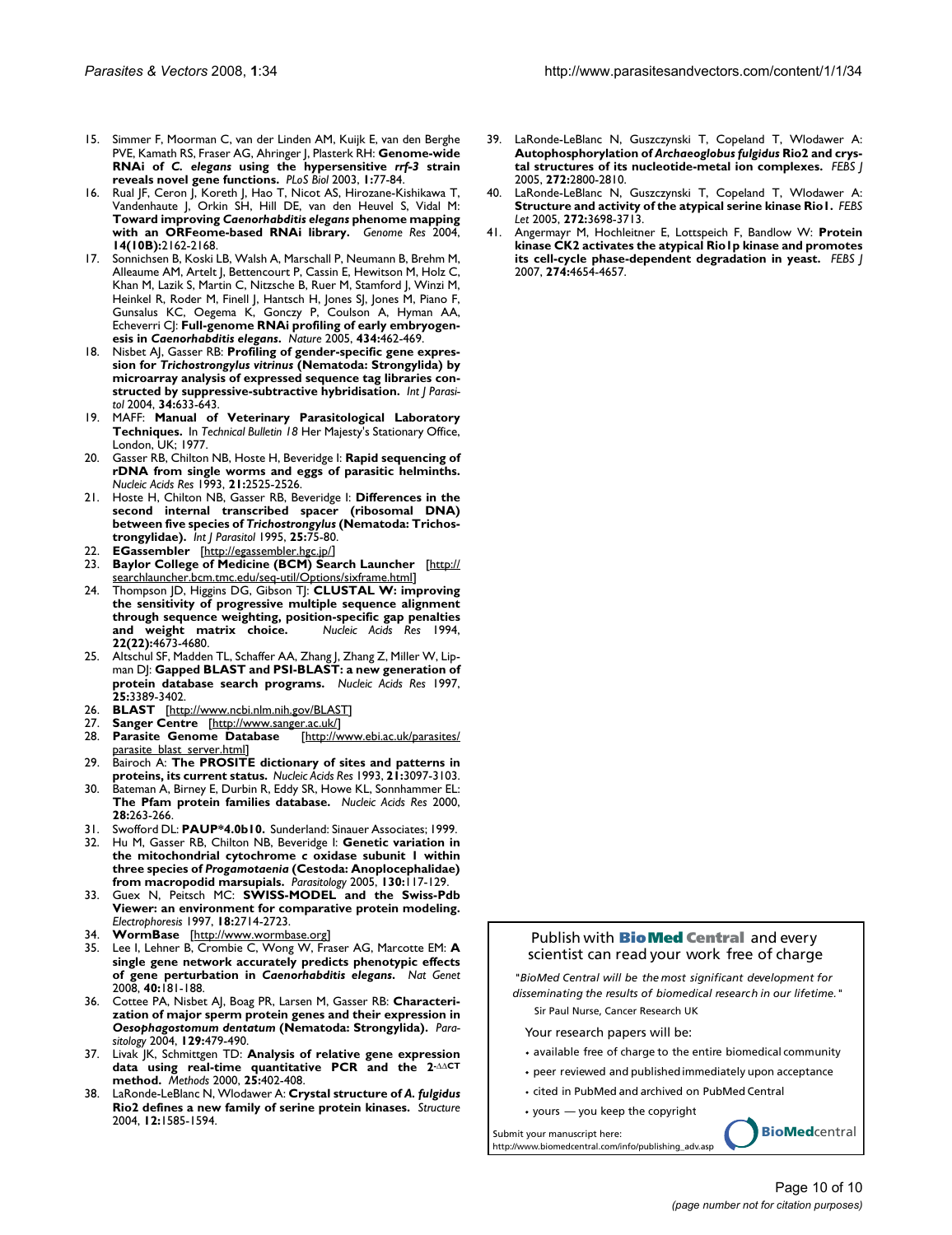15. Simmer F, Moorman C, van der Linden AM, Kuijk E, van den Berghe PVE, Kamath RS, Fraser AG, Ahringer J, Plasterk RH: **Genome-wide RNAi of *C. elegans* using the hypersensitive *rrf-3* strain reveals novel gene functions.** *PLoS Biol* 2003, **1:**77-84.
16. Rual JF, Ceron J, Koreth J, Hao T, Nicot AS, Hirozane-Kishikawa T, Vandenhaute J, Orkin SH, Hill DE, van den Heuvel S, Vidal M: **Toward improving *Caenorhabditis elegans* phenome mapping with an ORFeome-based RNAi library.** *Genome Res* 2004, **14(10B):**2162-2168.
17. Sonnichsen B, Koski LB, Walsh A, Marschall P, Neumann B, Brehm M, Alleaume AM, Artelt J, Bettencourt P, Cassin E, Hewitson M, Holz C, Khan M, Lazik S, Martin C, Nitzsche B, Ruer M, Stamford J, Winzi M, Heinkel R, Roder M, Finell J, Hantsch H, Jones SJ, Jones M, Piano F, Gunsalus KC, Oegema K, Gonczy P, Coulson A, Hyman AA, Echeverri CJ: **Full-genome RNAi profiling of early embryogenesis in *Caenorhabditis elegans*.** *Nature* 2005, **434:**462-469.
18. Nisbet AJ, Gasser RB: **Profiling of gender-specific gene expression for *Trichostrongylus vitrinus* (Nematoda: Strongylida) by microarray analysis of expressed sequence tag libraries constructed by suppressive-subtractive hybridisation.** *Int J Parasitol* 2004, **34:**633-643.
19. MAFF: **Manual of Veterinary Parasitological Laboratory Techniques.** In *Technical Bulletin 18* Her Majesty's Stationary Office, London, UK; 1977.
20. Gasser RB, Chilton NB, Hoste H, Beveridge I: **Rapid sequencing of rDNA from single worms and eggs of parasitic helminths.** *Nucleic Acids Res* 1993, **21:**2525-2526.
21. Hoste H, Chilton NB, Gasser RB, Beveridge I: **Differences in the second internal transcribed spacer (ribosomal DNA) between five species of *Trichostrongylus* (Nematoda: Trichostrongylidae).** *Int J Parasitol* 1995, **25:**75-80.
22. **EGassembler** [http://egassembler.hgc.jp/]
23. **Baylor College of Medicine (BCM) Search Launcher** [http://searchlauncher.bcm.tmc.edu/seq-util/Options/sixframe.html]
24. Thompson JD, Higgins DG, Gibson TJ: **CLUSTAL W: improving the sensitivity of progressive multiple sequence alignment through sequence weighting, position-specific gap penalties and weight matrix choice.** *Nucleic Acids Res* 1994, **22(22):**4673-4680.
25. Altschul SF, Madden TL, Schaffer AA, Zhang J, Zhang Z, Miller W, Lipman DJ: **Gapped BLAST and PSI-BLAST: a new generation of protein database search programs.** *Nucleic Acids Res* 1997, **25:**3389-3402.
26. **BLAST** [http://www.ncbi.nlm.nih.gov/BLAST]
27. **Sanger Centre** [http://www.sanger.ac.uk/]
28. **Parasite Genome Database** [http://www.ebi.ac.uk/parasites/parasite_blast_server.html]
29. Bairoch A: **The PROSITE dictionary of sites and patterns in proteins, its current status.** *Nucleic Acids Res* 1993, **21:**3097-3103.
30. Bateman A, Birney E, Durbin R, Eddy SR, Howe KL, Sonnhammer EL: **The Pfam protein families database.** *Nucleic Acids Res* 2000, **28:**263-266.
31. Swofford DL: **PAUP*4.0b10.** Sunderland: Sinauer Associates; 1999.
32. Hu M, Gasser RB, Chilton NB, Beveridge I: **Genetic variation in the mitochondrial cytochrome *c* oxidase subunit I within three species of *Progamotaenia* (Cestoda: Anoplocephalidae) from macropodid marsupials.** *Parasitology* 2005, **130:**117-129.
33. Guex N, Peitsch MC: **SWISS-MODEL and the Swiss-Pdb Viewer: an environment for comparative protein modeling.** *Electrophoresis* 1997, **18:**2714-2723.
34. **WormBase** [http://www.wormbase.org]
35. Lee I, Lehner B, Crombie C, Wong W, Fraser AG, Marcotte EM: **A single gene network accurately predicts phenotypic effects of gene perturbation in *Caenorhabditis elegans*.** *Nat Genet* 2008, **40:**181-188.
36. Cottee PA, Nisbet AJ, Boag PR, Larsen M, Gasser RB: **Characterization of major sperm protein genes and their expression in *Oesophagostomum dentatum* (Nematoda: Strongylida).** *Parasitology* 2004, **129:**479-490.
37. Livak JK, Schmittgen TD: **Analysis of relative gene expression data using real-time quantitative PCR and the $2^{-\Delta\Delta CT}$ method.** *Methods* 2000, **25:**402-408.
38. LaRonde-LeBlanc N, Wlodawer A: **Crystal structure of *A. fulgidus* Rio2 defines a new family of serine protein kinases.** *Structure* 2004, **12:**1585-1594.
39. LaRonde-LeBlanc N, Guszczynski T, Copeland T, Wlodawer A: **Autophosphorylation of *Archaeoglobus fulgidus* Rio2 and crystal structures of its nucleotide-metal ion complexes.** *FEBS J* 2005, **272:**2800-2810.
40. LaRonde-LeBlanc N, Guszczynski T, Copeland T, Wlodawer A: **Structure and activity of the atypical serine kinase Rio1.** *FEBS Let* 2005, **272:**3698-3713.
41. Angermayr M, Hochleitner E, Lottspeich F, Bandlow W: **Protein kinase CK2 activates the atypical Rio1p kinase and promotes its cell-cycle phase-dependent degradation in yeast.** *FEBS J* 2007, **274:**4654-4657.

Publish with **BioMed Central** and every scientist can read your work free of charge

*"BioMed Central will be the most significant development for disseminating the results of biomedical research in our lifetime."*
Sir Paul Nurse, Cancer Research UK

Your research papers will be:

- available free of charge to the entire biomedical community
- peer reviewed and published immediately upon acceptance
- cited in PubMed and archived on PubMed Central
- yours — you keep the copyright

Submit your manuscript here:
http://www.biomedcentral.com/info/publishing_adv.asp

BioMedcentral